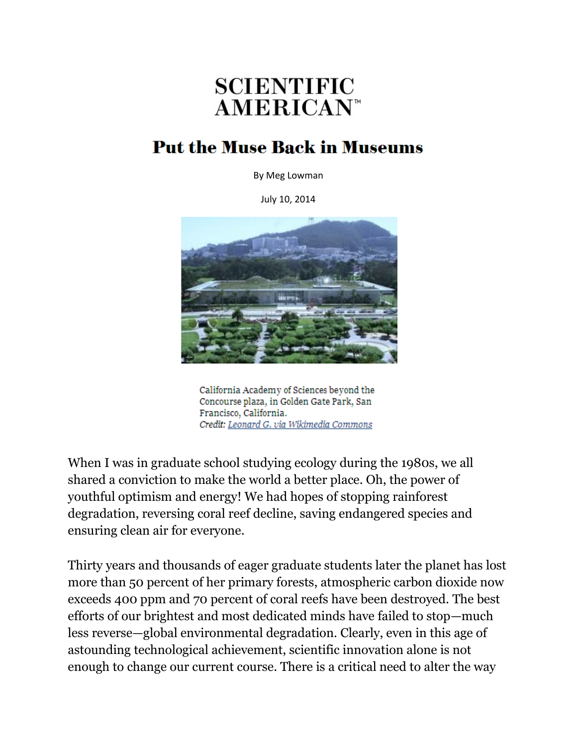# SCIENTIFIC AMERICAN™

## Put the Muse Back in Museums

By Meg Lowman

July 10, 2014

California Academy of Sciences beyond the Concourse plaza, in Golden Gate Park, San Francisco, California.
*Credit:* *Leonard G. via Wikimedia Commons*

When I was in graduate school studying ecology during the 1980s, we all shared a conviction to make the world a better place. Oh, the power of youthful optimism and energy! We had hopes of stopping rainforest degradation, reversing coral reef decline, saving endangered species and ensuring clean air for everyone.

Thirty years and thousands of eager graduate students later the planet has lost more than 50 percent of her primary forests, atmospheric carbon dioxide now exceeds 400 ppm and 70 percent of coral reefs have been destroyed. The best efforts of our brightest and most dedicated minds have failed to stop—much less reverse—global environmental degradation. Clearly, even in this age of astounding technological achievement, scientific innovation alone is not enough to change our current course. There is a critical need to alter the way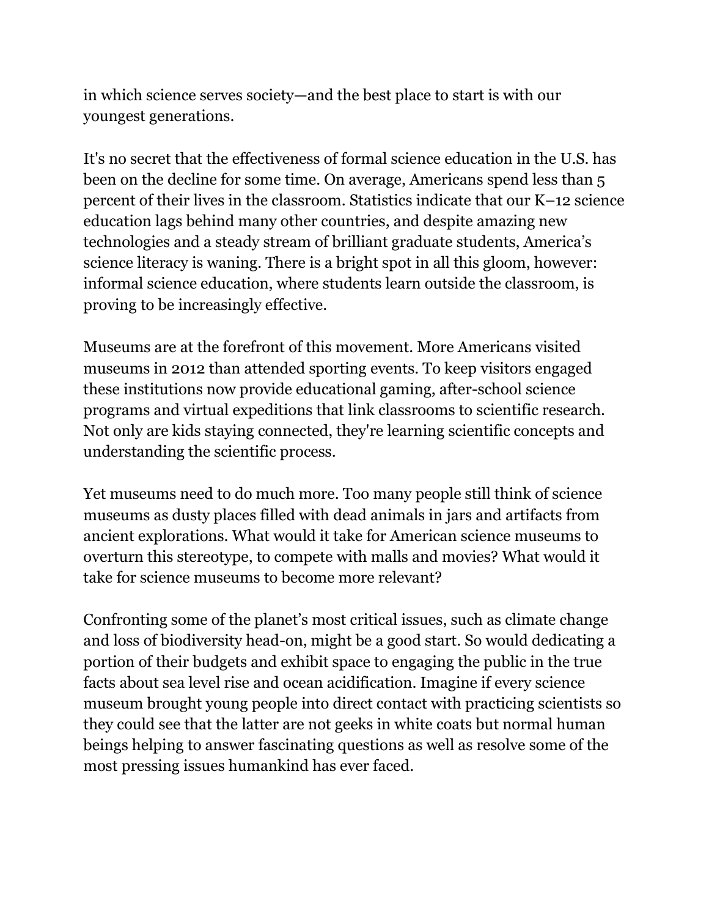in which science serves society—and the best place to start is with our youngest generations.

It's no secret that the effectiveness of formal science education in the U.S. has been on the decline for some time. On average, Americans spend less than 5 percent of their lives in the classroom. Statistics indicate that our K–12 science education lags behind many other countries, and despite amazing new technologies and a steady stream of brilliant graduate students, America's science literacy is waning. There is a bright spot in all this gloom, however: informal science education, where students learn outside the classroom, is proving to be increasingly effective.

Museums are at the forefront of this movement. More Americans visited museums in 2012 than attended sporting events. To keep visitors engaged these institutions now provide educational gaming, after-school science programs and virtual expeditions that link classrooms to scientific research. Not only are kids staying connected, they're learning scientific concepts and understanding the scientific process.

Yet museums need to do much more. Too many people still think of science museums as dusty places filled with dead animals in jars and artifacts from ancient explorations. What would it take for American science museums to overturn this stereotype, to compete with malls and movies? What would it take for science museums to become more relevant?

Confronting some of the planet's most critical issues, such as climate change and loss of biodiversity head-on, might be a good start. So would dedicating a portion of their budgets and exhibit space to engaging the public in the true facts about sea level rise and ocean acidification. Imagine if every science museum brought young people into direct contact with practicing scientists so they could see that the latter are not geeks in white coats but normal human beings helping to answer fascinating questions as well as resolve some of the most pressing issues humankind has ever faced.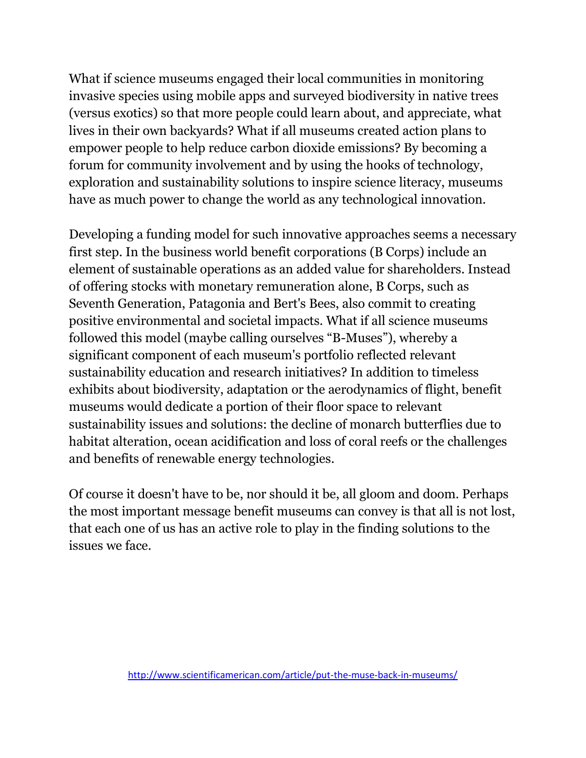What if science museums engaged their local communities in monitoring invasive species using mobile apps and surveyed biodiversity in native trees (versus exotics) so that more people could learn about, and appreciate, what lives in their own backyards? What if all museums created action plans to empower people to help reduce carbon dioxide emissions? By becoming a forum for community involvement and by using the hooks of technology, exploration and sustainability solutions to inspire science literacy, museums have as much power to change the world as any technological innovation.

Developing a funding model for such innovative approaches seems a necessary first step. In the business world benefit corporations (B Corps) include an element of sustainable operations as an added value for shareholders. Instead of offering stocks with monetary remuneration alone, B Corps, such as Seventh Generation, Patagonia and Bert's Bees, also commit to creating positive environmental and societal impacts. What if all science museums followed this model (maybe calling ourselves "B-Muses"), whereby a significant component of each museum's portfolio reflected relevant sustainability education and research initiatives? In addition to timeless exhibits about biodiversity, adaptation or the aerodynamics of flight, benefit museums would dedicate a portion of their floor space to relevant sustainability issues and solutions: the decline of monarch butterflies due to habitat alteration, ocean acidification and loss of coral reefs or the challenges and benefits of renewable energy technologies.

Of course it doesn't have to be, nor should it be, all gloom and doom. Perhaps the most important message benefit museums can convey is that all is not lost, that each one of us has an active role to play in the finding solutions to the issues we face.

http://www.scientificamerican.com/article/put-the-muse-back-in-museums/